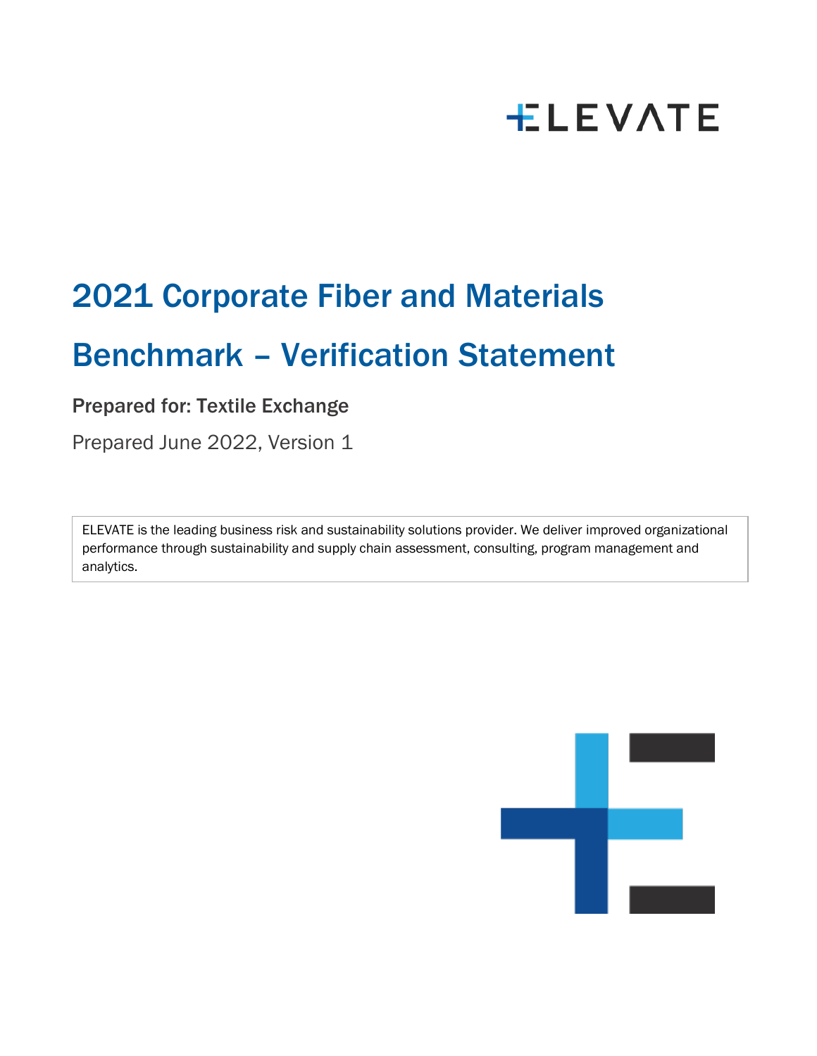ELEVATE

# 2021 Corporate Fiber and Materials Benchmark – Verification Statement

**Prepared for: Textile Exchange**

Prepared June 2022, Version 1

ELEVATE is the leading business risk and sustainability solutions provider. We deliver improved organizational performance through sustainability and supply chain assessment, consulting, program management and analytics.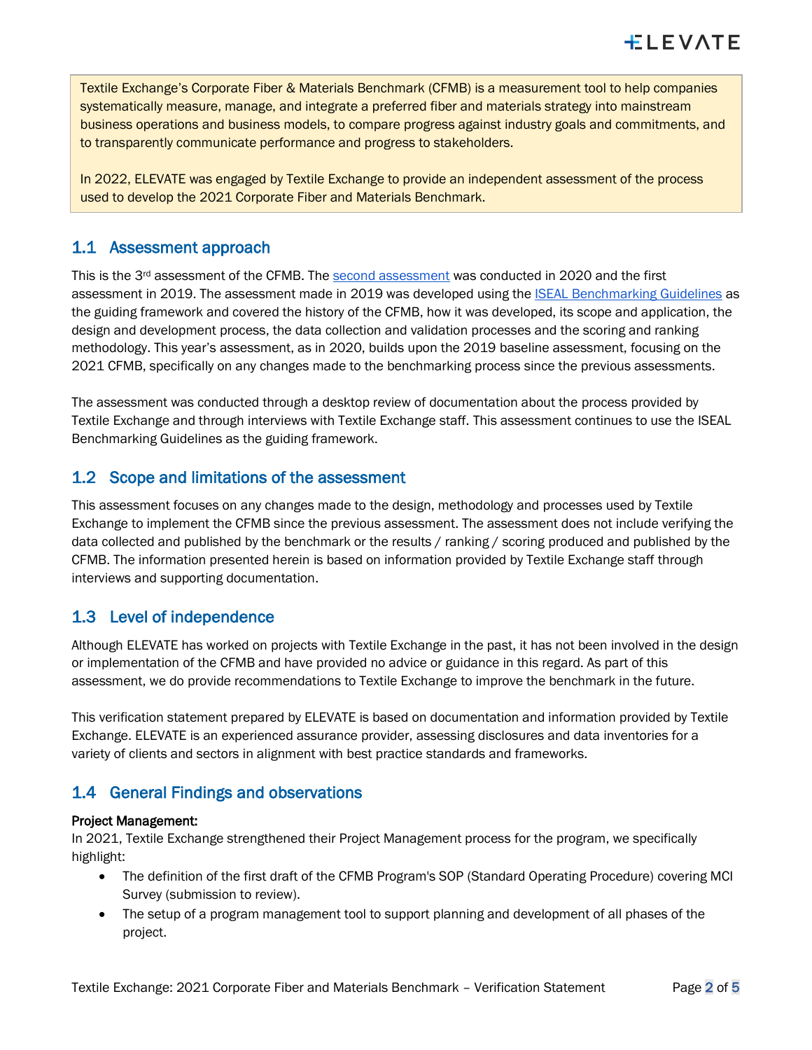Textile Exchange's Corporate Fiber & Materials Benchmark (CFMB) is a measurement tool to help companies systematically measure, manage, and integrate a preferred fiber and materials strategy into mainstream business operations and business models, to compare progress against industry goals and commitments, and to transparently communicate performance and progress to stakeholders.

In 2022, ELEVATE was engaged by Textile Exchange to provide an independent assessment of the process used to develop the 2021 Corporate Fiber and Materials Benchmark.

## 1.1 Assessment approach

This is the 3rd assessment of the CFMB. The second assessment was conducted in 2020 and the first assessment in 2019. The assessment made in 2019 was developed using the ISEAL Benchmarking Guidelines as the guiding framework and covered the history of the CFMB, how it was developed, its scope and application, the design and development process, the data collection and validation processes and the scoring and ranking methodology. This year's assessment, as in 2020, builds upon the 2019 baseline assessment, focusing on the 2021 CFMB, specifically on any changes made to the benchmarking process since the previous assessments.

The assessment was conducted through a desktop review of documentation about the process provided by Textile Exchange and through interviews with Textile Exchange staff. This assessment continues to use the ISEAL Benchmarking Guidelines as the guiding framework.

## 1.2 Scope and limitations of the assessment

This assessment focuses on any changes made to the design, methodology and processes used by Textile Exchange to implement the CFMB since the previous assessment. The assessment does not include verifying the data collected and published by the benchmark or the results / ranking / scoring produced and published by the CFMB. The information presented herein is based on information provided by Textile Exchange staff through interviews and supporting documentation.

## 1.3 Level of independence

Although ELEVATE has worked on projects with Textile Exchange in the past, it has not been involved in the design or implementation of the CFMB and have provided no advice or guidance in this regard. As part of this assessment, we do provide recommendations to Textile Exchange to improve the benchmark in the future.

This verification statement prepared by ELEVATE is based on documentation and information provided by Textile Exchange. ELEVATE is an experienced assurance provider, assessing disclosures and data inventories for a variety of clients and sectors in alignment with best practice standards and frameworks.

## 1.4 General Findings and observations

**Project Management:**

In 2021, Textile Exchange strengthened their Project Management process for the program, we specifically highlight:

- The definition of the first draft of the CFMB Program's SOP (Standard Operating Procedure) covering MCI Survey (submission to review).
- The setup of a program management tool to support planning and development of all phases of the project.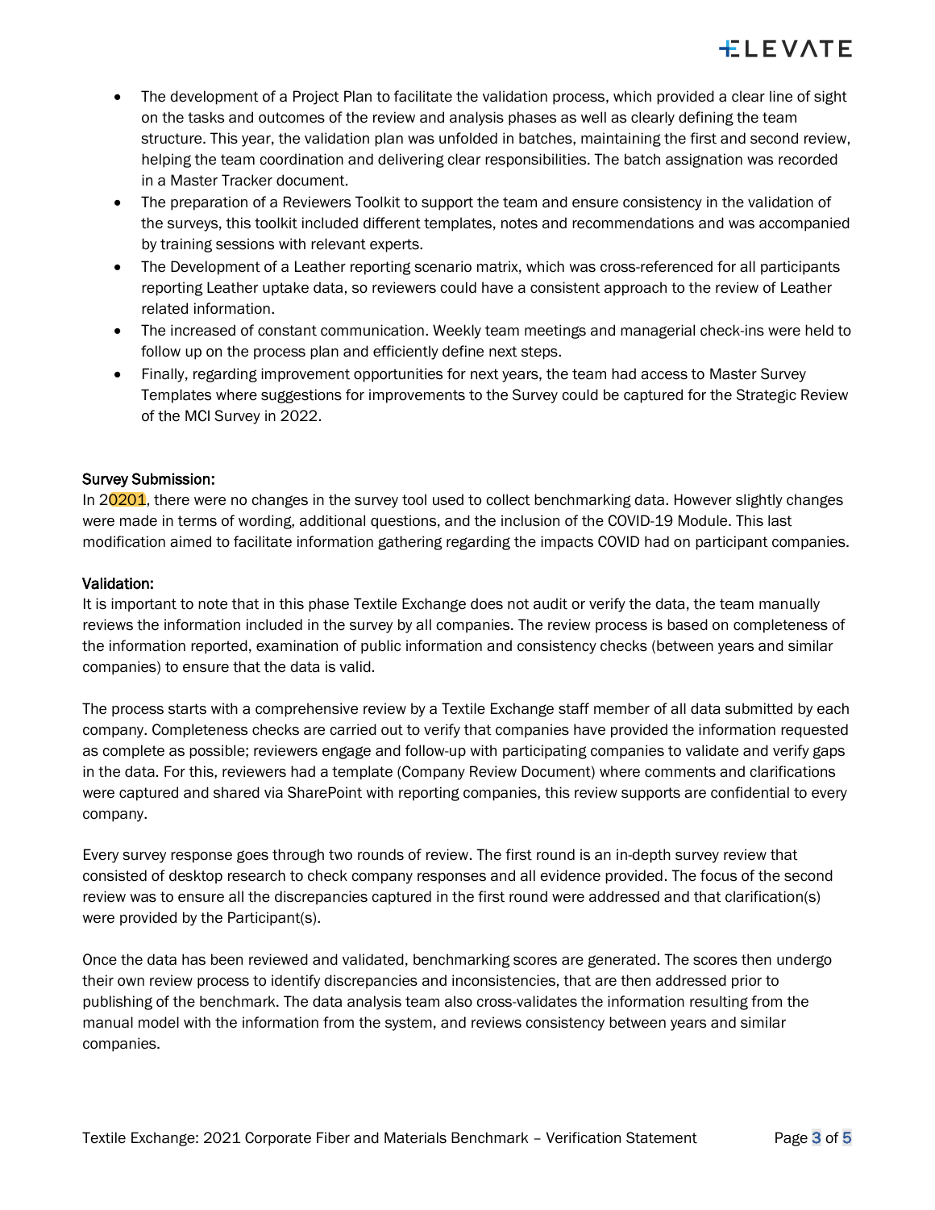- The development of a Project Plan to facilitate the validation process, which provided a clear line of sight on the tasks and outcomes of the review and analysis phases as well as clearly defining the team structure. This year, the validation plan was unfolded in batches, maintaining the first and second review, helping the team coordination and delivering clear responsibilities. The batch assignation was recorded in a Master Tracker document.
- The preparation of a Reviewers Toolkit to support the team and ensure consistency in the validation of the surveys, this toolkit included different templates, notes and recommendations and was accompanied by training sessions with relevant experts.
- The Development of a Leather reporting scenario matrix, which was cross-referenced for all participants reporting Leather uptake data, so reviewers could have a consistent approach to the review of Leather related information.
- The increased of constant communication. Weekly team meetings and managerial check-ins were held to follow up on the process plan and efficiently define next steps.
- Finally, regarding improvement opportunities for next years, the team had access to Master Survey Templates where suggestions for improvements to the Survey could be captured for the Strategic Review of the MCI Survey in 2022.

**Survey Submission:**
In 20201, there were no changes in the survey tool used to collect benchmarking data. However slightly changes were made in terms of wording, additional questions, and the inclusion of the COVID-19 Module. This last modification aimed to facilitate information gathering regarding the impacts COVID had on participant companies.

**Validation:**
It is important to note that in this phase Textile Exchange does not audit or verify the data, the team manually reviews the information included in the survey by all companies. The review process is based on completeness of the information reported, examination of public information and consistency checks (between years and similar companies) to ensure that the data is valid.

The process starts with a comprehensive review by a Textile Exchange staff member of all data submitted by each company. Completeness checks are carried out to verify that companies have provided the information requested as complete as possible; reviewers engage and follow-up with participating companies to validate and verify gaps in the data. For this, reviewers had a template (Company Review Document) where comments and clarifications were captured and shared via SharePoint with reporting companies, this review supports are confidential to every company.

Every survey response goes through two rounds of review. The first round is an in-depth survey review that consisted of desktop research to check company responses and all evidence provided. The focus of the second review was to ensure all the discrepancies captured in the first round were addressed and that clarification(s) were provided by the Participant(s).

Once the data has been reviewed and validated, benchmarking scores are generated. The scores then undergo their own review process to identify discrepancies and inconsistencies, that are then addressed prior to publishing of the benchmark. The data analysis team also cross-validates the information resulting from the manual model with the information from the system, and reviews consistency between years and similar companies.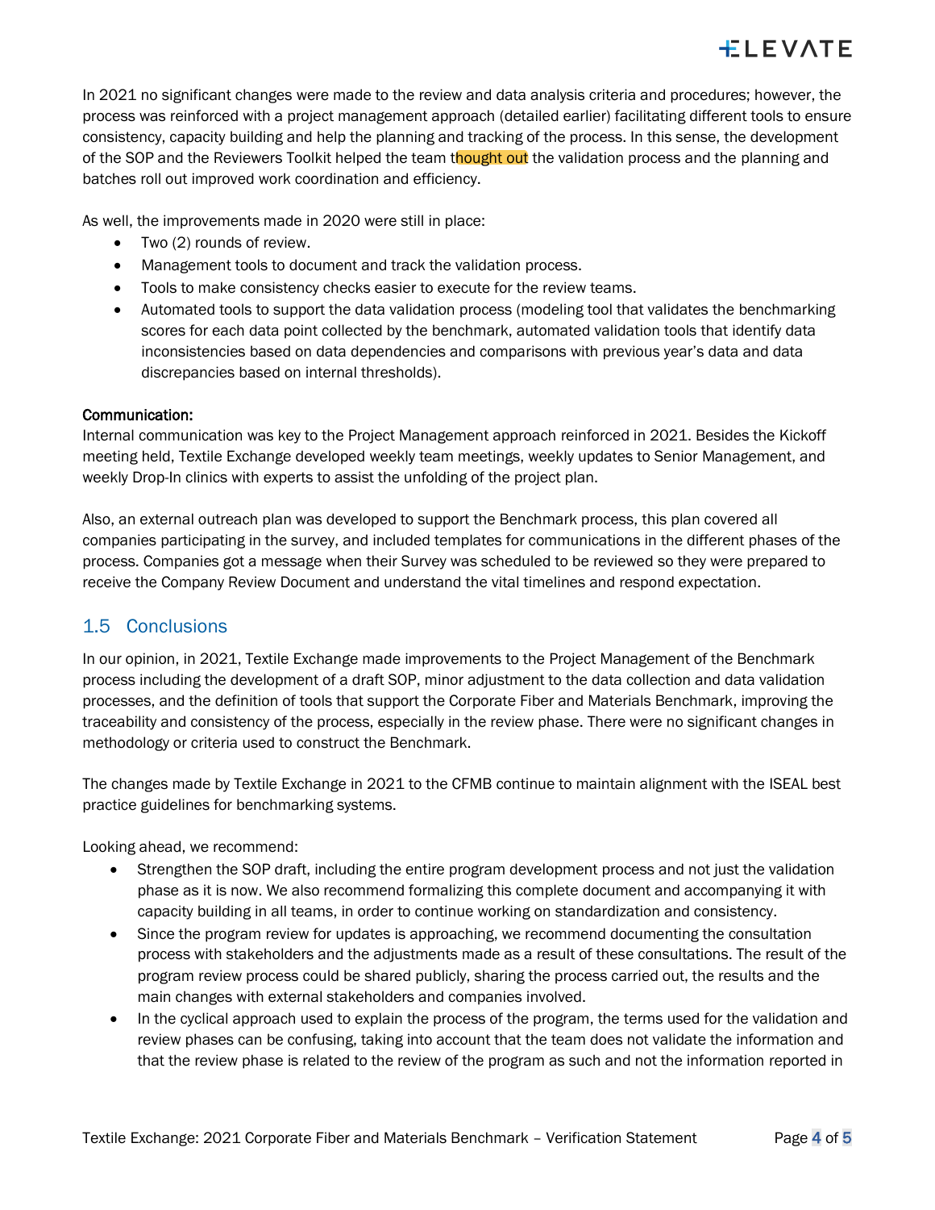In 2021 no significant changes were made to the review and data analysis criteria and procedures; however, the process was reinforced with a project management approach (detailed earlier) facilitating different tools to ensure consistency, capacity building and help the planning and tracking of the process. In this sense, the development of the SOP and the Reviewers Toolkit helped the team thought out the validation process and the planning and batches roll out improved work coordination and efficiency.

As well, the improvements made in 2020 were still in place:

- Two (2) rounds of review.
- Management tools to document and track the validation process.
- Tools to make consistency checks easier to execute for the review teams.
- Automated tools to support the data validation process (modeling tool that validates the benchmarking scores for each data point collected by the benchmark, automated validation tools that identify data inconsistencies based on data dependencies and comparisons with previous year's data and data discrepancies based on internal thresholds).

**Communication:**

Internal communication was key to the Project Management approach reinforced in 2021. Besides the Kickoff meeting held, Textile Exchange developed weekly team meetings, weekly updates to Senior Management, and weekly Drop-In clinics with experts to assist the unfolding of the project plan.

Also, an external outreach plan was developed to support the Benchmark process, this plan covered all companies participating in the survey, and included templates for communications in the different phases of the process. Companies got a message when their Survey was scheduled to be reviewed so they were prepared to receive the Company Review Document and understand the vital timelines and respond expectation.

## 1.5 Conclusions

In our opinion, in 2021, Textile Exchange made improvements to the Project Management of the Benchmark process including the development of a draft SOP, minor adjustment to the data collection and data validation processes, and the definition of tools that support the Corporate Fiber and Materials Benchmark, improving the traceability and consistency of the process, especially in the review phase. There were no significant changes in methodology or criteria used to construct the Benchmark.

The changes made by Textile Exchange in 2021 to the CFMB continue to maintain alignment with the ISEAL best practice guidelines for benchmarking systems.

Looking ahead, we recommend:

- Strengthen the SOP draft, including the entire program development process and not just the validation phase as it is now. We also recommend formalizing this complete document and accompanying it with capacity building in all teams, in order to continue working on standardization and consistency.
- Since the program review for updates is approaching, we recommend documenting the consultation process with stakeholders and the adjustments made as a result of these consultations. The result of the program review process could be shared publicly, sharing the process carried out, the results and the main changes with external stakeholders and companies involved.
- In the cyclical approach used to explain the process of the program, the terms used for the validation and review phases can be confusing, taking into account that the team does not validate the information and that the review phase is related to the review of the program as such and not the information reported in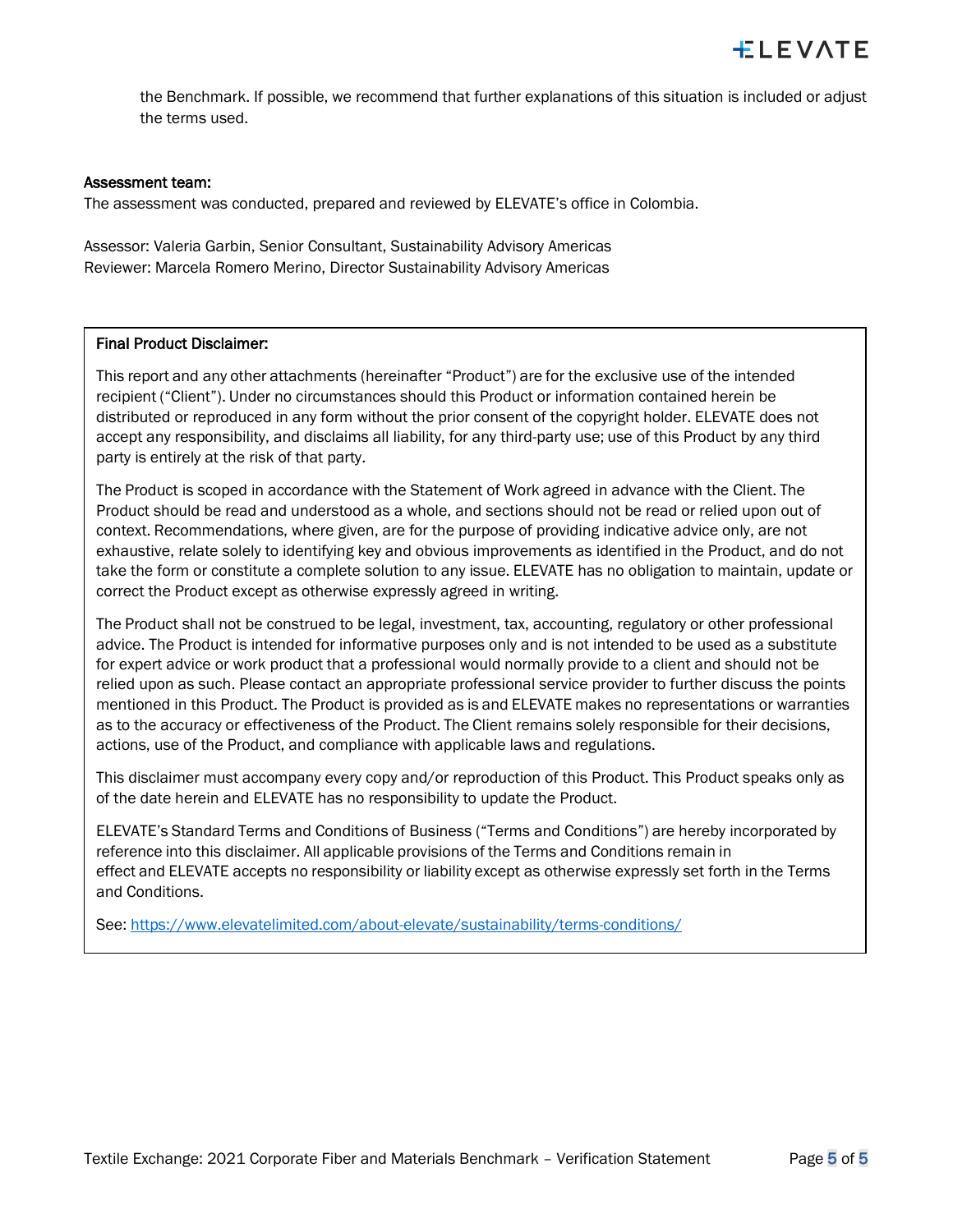the Benchmark. If possible, we recommend that further explanations of this situation is included or adjust the terms used.

**Assessment team:**

The assessment was conducted, prepared and reviewed by ELEVATE's office in Colombia.

Assessor: Valeria Garbin, Senior Consultant, Sustainability Advisory Americas
Reviewer: Marcela Romero Merino, Director Sustainability Advisory Americas

**Final Product Disclaimer:**

This report and any other attachments (hereinafter "Product") are for the exclusive use of the intended recipient ("Client"). Under no circumstances should this Product or information contained herein be distributed or reproduced in any form without the prior consent of the copyright holder. ELEVATE does not accept any responsibility, and disclaims all liability, for any third-party use; use of this Product by any third party is entirely at the risk of that party.

The Product is scoped in accordance with the Statement of Work agreed in advance with the Client. The Product should be read and understood as a whole, and sections should not be read or relied upon out of context. Recommendations, where given, are for the purpose of providing indicative advice only, are not exhaustive, relate solely to identifying key and obvious improvements as identified in the Product, and do not take the form or constitute a complete solution to any issue. ELEVATE has no obligation to maintain, update or correct the Product except as otherwise expressly agreed in writing.

The Product shall not be construed to be legal, investment, tax, accounting, regulatory or other professional advice. The Product is intended for informative purposes only and is not intended to be used as a substitute for expert advice or work product that a professional would normally provide to a client and should not be relied upon as such. Please contact an appropriate professional service provider to further discuss the points mentioned in this Product. The Product is provided as is and ELEVATE makes no representations or warranties as to the accuracy or effectiveness of the Product. The Client remains solely responsible for their decisions, actions, use of the Product, and compliance with applicable laws and regulations.

This disclaimer must accompany every copy and/or reproduction of this Product. This Product speaks only as of the date herein and ELEVATE has no responsibility to update the Product.

ELEVATE's Standard Terms and Conditions of Business ("Terms and Conditions") are hereby incorporated by reference into this disclaimer. All applicable provisions of the Terms and Conditions remain in effect and ELEVATE accepts no responsibility or liability except as otherwise expressly set forth in the Terms and Conditions.

See: https://www.elevatelimited.com/about-elevate/sustainability/terms-conditions/